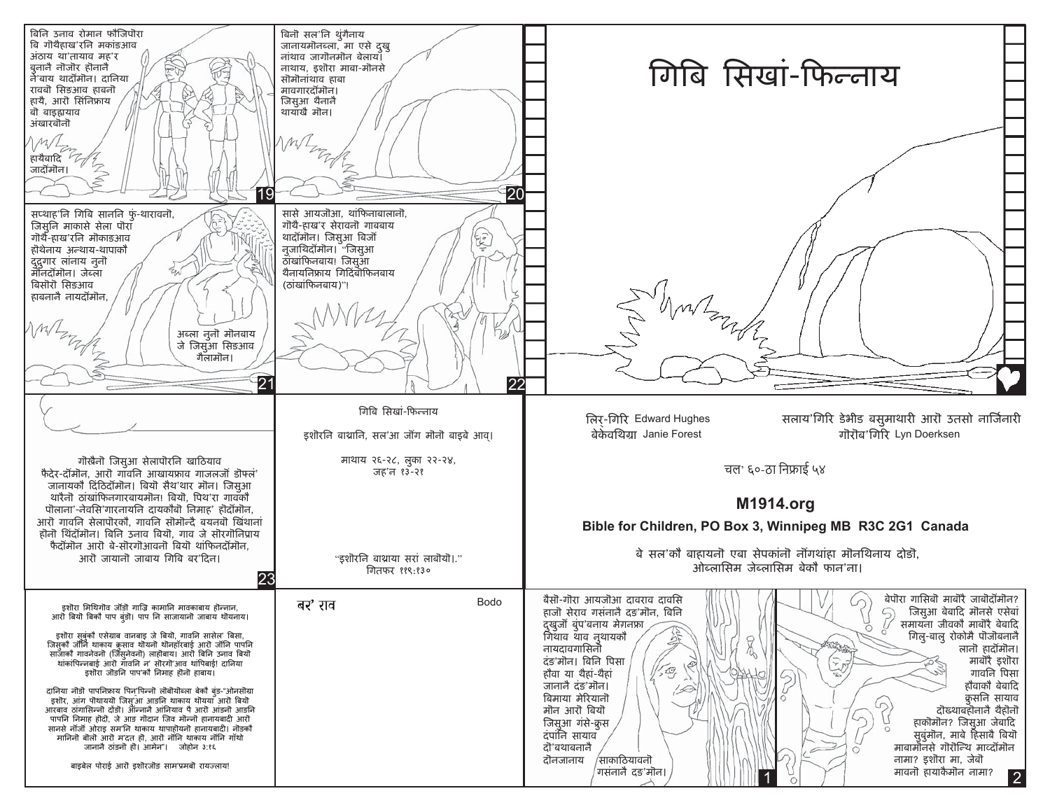# गिबि सिखां-फिन्नाय

बिनि उनाव रोमान फौजिफोरा बि गोथैहाख'रनि मकांङआव अंथाय था'तायाव मह'र बुनानै नोजोर होनानै ने'बाय थादोंमोन। दानिया रावबो सिङआव हाबनो हायै, आरो सिंनिफ्राय बो बाइह्रायाव अंखारबोनो हायैबादि जादोंमोन।

बिनो सल'नि थुंगैनाय जानायमोनब्ला, मा एसे दुखु नांथाव जागोनमोन बेलाय। नाथाय, इश्वोरा माबा-मोनसे सोमोनांथाव हाबा मावगारदोंमोन। जिसुआ थैनानै थायाखै मोन।

सप्थाह'नि गिबि साननि फुं-थारावनो, जिसुनि माकासे सेला पोरा गोथै-हाख'रनि मोकाङआव होथेनाय अन्थाय-थापाकौ दुदुगार लांनाय नुनो मोनदोंमोन। जेब्ला बिसोरो सिङआव हाबनानै नायदोंमोन,

अब्ला नुनो मोनबाय जे जिसुआ सिङआव गैलामोन।

सासे आयजोआ, थांफिनाबालानो, गोथै-हाख'र सेरावनो गाबबाय थादोंमोन। जिसुआ बिजों नुजाथिदोंमोन। "जिसुआ ठांखांफिनबाय! जिसुआ थैनायनिफ्राय गिदिंबोफिनबाय (ठांखांफिनबाय)"!

गोख्रैनो जिसुआ सेलापोरनि खाठियाव फैदेर-दोंमोन, आरो गावनि आखायफ्राव गाजलजों डोफ्लं' जानायकौ दिठिदोंमोन। बियो सैथ'थार मोन। जिसुआ थारैनो ठांखांफिनगारबायमोन! बियो, पिथ'रा गावकौ पोलाना'-नेवसि'गारनायनि दायकौबो निमाह' होदोंमोन, आरो गावनि सेलापोरकौ, गावनि सोमोन्दै बयनबो खिथानां होनो थिदोंमोन। बिनि उनाव बियो, गाव जे सोरगोनिफ्राय फैदोंमोन आरो बे-सोरगोआवनो बियो थांफिनदोंमोन, आरो जायानो जाबाय गिबि बर'दिन।

गिबि सिखां-फिन्नाय

इश्वोरनि बाथ्रानि, सल'आ जोंग मोनो बाइबे आव्।

माथाय २८-२८, लुका २२-२४, जह'न १३-२१

"इश्वोरनि बाथ्राया सरां लाबोयो।"
गितफर ११९:१३०

इश्वोरा मिथिगोव जोंङो गाज्रि कामानि मावकाबाय होन्नान, आरो बियो बिकौ पाप बुंङो। पाप नि साजायानो जाबाय थोयनाय।

इश्वोरा सबुंकौ एसेग्राब बानबाइ जे बियो, गावनि सासेल' बिसा, जिसुकौ जोंनि थाकाय क्रुसाव थोयनो थोनहोरबाई आरो जोंनि पापनि साजाकौ गावनेवनो (जिसुनेवनो) लाहोबाय। आरो बिनि उनाव बियो थांफिन्नबाई आरो गावनि न' सोरगोआव थांफिबाई! दानिया इश्वोरा जोंङनि पाप'कौ निमाह होनो हाबाय।

दानिया नोंङो पापनिफ्राय पिन'फिन्नो लोबोयोब्ला बेकौ बुंङ-"ओनसोग्रा इश्वोर, आंग पोथाययो जिसुआ आङनि थाकाय थोयया आरो बियो आरवाव ठांगासिन्नो दोङो। औन्नानै आंनियाव पै आरो आंङनो आङनि पापनि निमाह होदो, जे आङ गोदान जिव मोन्नो हानायबादी आरो सानसे नोंजों ओराइ सम'नि थाकाय थापाहोयनो हानायबादी। नोंङकौ मानिनो बोलो आरो म'दत हो, आरो नोंनि थाकाय नोंनि गाँथो जानानै ठांङनो हो। आमेन"। जोहोन ३:१६

बाइबेल पोराई आरो इश्वोरजोंङ साम'प्रमबो रायज्लाय!

बर' राव — Bodo

लिर्-गिरि Edward Hughes
बेकेवथिग्रा Janie Forest

सलाय'गिरि डेभीड बसुमाथारी आरो उतसो नार्जिनारी
गोरोब'गिरि Lyn Doerksen

चल' ६०-ठा निफ्राई ५४

**M1914.org**

**Bible for Children, PO Box 3, Winnipeg MB R3C 2G1 Canada**

बे सल'कौ बाह्रायनो एबा सेपकांनो नोंगथांह्रा मोनथिनाय दोङो, ओब्लासिम जेब्लासिम बेकौ फान'ना।

बैसो-गोरा आयजोआ दावराव दावसि हाजो सेराव गसंनानै दङ'मोन, बिनि दुखुजों बुंप'बलाय मेगनफ्रा गिथाव थाव नुथायकौ नायदावगासिनो दङ'मोन। बिनि पिसा होंवा या थैहां-थैहां जानानै दङ'मोन। बिमाया मेरियानो मोन आरो बियो जिसुआ गंसे-क्रुस दंपानि सायाव दो'बथाबनानै दोनजानाय साकाठियावनो गसंनानै दङ'मोन।

बेफोरा गासिबो माबोरै जाबोदोंमोन? जिसुआ बेबादि मोनसे एसेबां समायना जीवकौ माबोरै बेबादि गिलु-बालु रोकोमै पोजोवनानै लानो हादोंमोन। माबोरै इश्वोरा गावनि पिसा होंवाकौ बेबादि क्रुसनि सायाव दोब्थाबहोनानै थैहोनो हाकोमोन? जिसुआ जेबादि सुबुंमोन, माबे हिसाबै बियो माबामोनसे गोरोन्थि माव्दोंमोन नामा? इश्वोरा मा, जेबो मावनो हायाकैमोन नामा?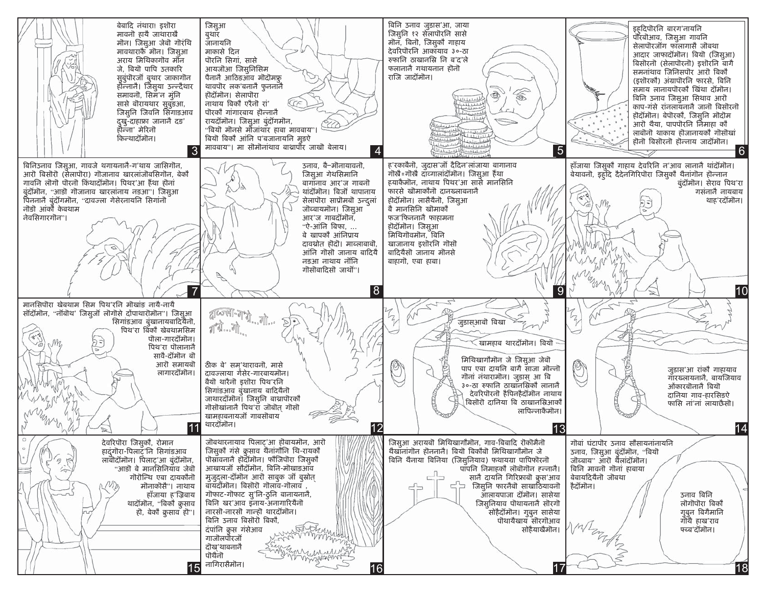बेबादि नंथारा! इशोरा मावनो हायै जाथाराखै मोन। जिसुआ जेबो गोरंथि मावथाराखै मोन। जिसुआ अराय मिथिकागोव मोन जे, बियो पापि उतकारि सुबुंफोरजों बुथार जाकागोन होन्नानै। जिसुया उन्दैथार समावनो, सिमन मुनि सासे बोरायथार सुबुंआ, जिसुनि जिवनि सिगांङाव दुखु-दाहाफ्रा जानानै दङ' होन्ना' मेरिनो किन्थादोंमोन।

3

जिसुआ बुथार जानायनि माकासे दिन पोरनि सिगां, सासे आयजोआ जिसुनिसिम पैनानै आठिङाव मोदोमफ्रु थावनाय लक'बनानै फुननानै होदोंमोन। सेलाफोरा नाथाय बिकौ एरैनो रां' फोरकौ गांगारबाय होन्नानै रायदोंमोन। जिसुआ बुंदोंगमोन, "बियो मोनसे मोजांथार हाबा मावबाय"। बियो बिकौ आंनि प'बजानायनि मुङऐ मावबाय"। मा सोमोनांथाय बाथ्रापोर जाखो बेलाय।

4

बिनि उनाव जुडास'आ, जाया जिसुनि १२ सेलाफोरनि सासे मोन, बिनो, जिसुकौ गाहाय देवरिफोरनि आकायाव ३०-ठा रुफानि ठाखानसि नि ब'द'ले फलानानै गथायनान होनो राजि जादोंमोन।

5

इहुदिफोरनि बारग'नायनि फोरबोआव, जिसुआ गावनि सेलाफोरजोंग फालागासै जोंबथा आदार जाफादोंमोन। बियो (जिसुआ) बिसोरनो (सेलाफोरनो) इशोरनि बागै समनांथाव जिनिसफोर आरो बिकौ (इशोरकौ) अंग्राफोरनि फारसे, बिनि समाय लानायफोरकौ खिंथा दोंमोन। बिनि उनाव जिसुआ सिथाव आरो काप-गंसे रांनलायनानै जानो बिसोरनो होदोंमोन। बेफोरकौ, जिसुनि मोदोम आरो थैया, पापफोरनि निमाहा कौ लाबोनो थाकाय होजानायकौ गोसोखां होनो बिसोरनो होन्नाय जादोंमोन।

6

बिनिउनाव जिसुआ, गावजे थगायनानै-ग'थाय जासिगोन, आरो बिसोरो (सेलाफोरा) गोजानाव खारलांजोबसिगोन, बेकौ गावनि लोगो फोरनो किथादोंमोन। पिथरआ हैथा होनां बुंदोंमोन, "आङो गोजानाव खारलांनाय नङआ"। जिसुआ पिननानै बुंदोंगमोन, "दावज्ला गेसेरनायनि सिगांनो नोंङो आंकौ केवथाम नेवसिगारगोन"।

7

उनाव, बै-मोनायावनो, जिसुआ गेथसिमानि बागानाव आर'ज गाबनो थांदोंमोन। बिजों थांफानाय सेलाफोरा साफ्रोमबो उन्दुलां जोब्बायमोन। जिसुआ आर'ज गाबदोंमोन, "ऐ-आंनि बिफा, ... बे खापकौ आंनिफ्राय दावथोंत होदो। माब्लाबाबो, आंनि गोसो जानाय बादियै नङआ नाथाय नोंनि गोसोबादिसो जाथों"।

8

ह'रकाबैनो, जुदास'जों दैदिन'लांजाया बागानाव गोखैङ्गोखै दाव्गालादोंमोन। जिसुआ हैथा हयाकैमोन, नाथाय पिथरआ सासे मानसिनि फारसे खोमाकौनो दानख्लाबनानै होदोंमोन। लासैयैनो, जिसुआ बै मानसिनि खोमाकौ फज'फिननानै फाहामना होदोंमोन। जिसुआ मिथिगोवमोन, बिनि खाजानाय इशोरनि गोसो बादियैसो जानाय मोनसे बाहागो, एबा हाबा।

9

हाँजाया जिसुकौ गाहाय देवरिनि न'आव लानानै थांदोंमोन। बेयावनो, इहुदि दैदेनगिरिफोरा जिसुकौ थैनांगोन होन्नान बुंदोंमोन। सेराव पिथरआ गसनानै नायबाय थाह'रदोंमोन।

10

मानसिफोरा खेबथाम सिम पिथरनि मोखांङ नायै-नायै सोंदोंमोन, "नोंबो' जिसुजों लोगोसे दोंफाथारोंमोन"। जिसुआ सिगांङाव बुंखानायबादियैनो, पिथरआ बिकौ खेबथामसिम फोला-गारदोंमोन। पिथरआ फोलानानै सायै-दोंमोन बो आरो समायबो लागारदोंमोन।

11

दावज्ला-गग्रै...गो... ग्रै...गो...

ठीक बे' सम'थारावनो, मासे दावज्लाया गेसेर-गारबायमोन। बैयो थारैनो इशोरा पिथरनि सिगांङाव बुंखानाय बादियैनो जाथारदोंमोन। जिसुनि बाथ्राफोरकौ गोसोखांनानै पिथरआ जोंबोत् गोसो खामहाबनायजों गाबसोबाय थारदोंमोन।

12

जुडासआबो बिखा खामहाब थारदोंमोन। बियो मिथिखागौमोन जे जिसुआ जेबो पाप एबा दायनि बागै साजा मोन्नो गोनां नंथारामोन। जुडास आ बि ३०-ठा रुफानि ठाखानसिकौ लानानै देवरिफोरनो हैफिनहैदोंमोन नाथाय बिसोरो दानिया बि ठाखानसिआकौ लाफिन्नाकैमोन।

13

जुडास'आ रांको गाहायाव गारख्लायनानै, बायजियाव ओंकारबोनानै बियो दानिया गाव-हारसिङऐ फासि नांनां लायाछैसो।

14

देवरिफोरा जिसुकौ, रोमान हादुंगोरा-पिलाट'नि सिगांङाव लाबोदोंमोन। पिलाट'आ बुंदोंमोन, "आङो बे मानसिनियाव जेबो गोरोन्थि एबा दायकौनो मोनाकोसै"। नाथाय हाँजाया ह'ज्रिबाय थादोंमोन, "बिकौ क्रुसाव हो, बेकौ क्रुसाव हो"।

15

जोंथारनायाव पिलाट'आ होबायमोन, आरो जिसुकौ गंसे क्रुसाव थैनांगोनि थि-रायकौ फोसावनानै होदोंमोन। फौजिफोरा जिसुकौ आखायजों सोदोंमोन, बिनि-मोखाङआव मुजुदला-दोंमोन आरो साबुक जों बुथ्रोत् बायदोंमोन। बिसोरो गोलाव-गोलाव , गोफाट-गोफाट सु'नि-ठुनि बानायनानै, बिनि खर'आव इनाय-अनागारियैनो नारसो-नारसो गान्हो थारदोंमोन। बिनि उनाव बिसोरो बिकौ, दंफानि क्रुस गंसेआव गाजोलफोरजों दोख'थाबनानै फोथैनो नागिरासैमोन।

16

जिसुआ अरायबो मिथिखागौमोन, गाव-बिबादि रोकोमैनो थैखानांगोन होननानै। बियो बिकौ मिथिखागौमोन जे बिनि थैनाया बिनिया (जिसुनियाव) फथायग्रा पापिफोरनो पापनि निमाहकौ लोबोगोन हन्नानै। सानै दायनि गिरिफ्राबो क्रुस'आव जिसुनि फारनैबो साखाठियावनो आलायपाजा दोंमोन। सासेया जिसुनियाव फोथायनानै सोरगो सोहैदोंमोन। गुबुन सासेया फोथायखाय सोरगोआव सोहैयाखैमोन।

17

गोबां घंटाफोर उनाव सौसायनांनायनि उनाव, जिसुआ बुंदोंमोन, "बियो जोब्बाय" आरो थैनांदोंमोन। बिनि मावनो गोनां हाबाया बेबायदियैनो जोबथा हैदोंमोन।

उनाव बिनि लोगोफोरा बिकौ गुबुन बिगैमानि गोथै हाख'राव फब्बदोंमोन।

18